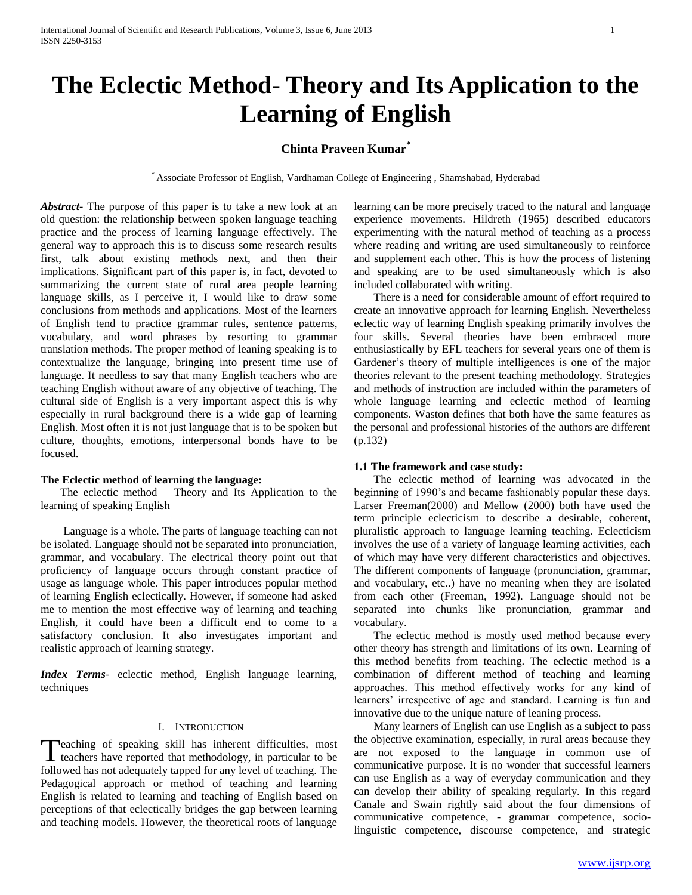# The Eclectic Method- Theory and Its Application to the Learning of English

**Chinta Praveen Kumar[*]**

[*] Associate Professor of English, Vardhaman College of Engineering , Shamshabad, Hyderabad

***Abstract***- The purpose of this paper is to take a new look at an old question: the relationship between spoken language teaching practice and the process of learning language effectively. The general way to approach this is to discuss some research results first, talk about existing methods next, and then their implications. Significant part of this paper is, in fact, devoted to summarizing the current state of rural area people learning language skills, as I perceive it, I would like to draw some conclusions from methods and applications. Most of the learners of English tend to practice grammar rules, sentence patterns, vocabulary, and word phrases by resorting to grammar translation methods. The proper method of leaning speaking is to contextualize the language, bringing into present time use of language. It needless to say that many English teachers who are teaching English without aware of any objective of teaching. The cultural side of English is a very important aspect this is why especially in rural background there is a wide gap of learning English. Most often it is not just language that is to be spoken but culture, thoughts, emotions, interpersonal bonds have to be focused.

**The Eclectic method of learning the language:**

The eclectic method – Theory and Its Application to the learning of speaking English

Language is a whole. The parts of language teaching can not be isolated. Language should not be separated into pronunciation, grammar, and vocabulary. The electrical theory point out that proficiency of language occurs through constant practice of usage as language whole. This paper introduces popular method of learning English eclectically. However, if someone had asked me to mention the most effective way of learning and teaching English, it could have been a difficult end to come to a satisfactory conclusion. It also investigates important and realistic approach of learning strategy.

***Index Terms***- eclectic method, English language learning, techniques

## I. Introduction

Teaching of speaking skill has inherent difficulties, most teachers have reported that methodology, in particular to be followed has not adequately tapped for any level of teaching. The Pedagogical approach or method of teaching and learning English is related to learning and teaching of English based on perceptions of that eclectically bridges the gap between learning and teaching models. However, the theoretical roots of language learning can be more precisely traced to the natural and language experience movements. Hildreth (1965) described educators experimenting with the natural method of teaching as a process where reading and writing are used simultaneously to reinforce and supplement each other. This is how the process of listening and speaking are to be used simultaneously which is also included collaborated with writing.

There is a need for considerable amount of effort required to create an innovative approach for learning English. Nevertheless eclectic way of learning English speaking primarily involves the four skills. Several theories have been embraced more enthusiastically by EFL teachers for several years one of them is Gardener's theory of multiple intelligences is one of the major theories relevant to the present teaching methodology. Strategies and methods of instruction are included within the parameters of whole language learning and eclectic method of learning components. Waston defines that both have the same features as the personal and professional histories of the authors are different (p.132)

### 1.1 The framework and case study:

The eclectic method of learning was advocated in the beginning of 1990's and became fashionably popular these days. Larser Freeman(2000) and Mellow (2000) both have used the term principle eclecticism to describe a desirable, coherent, pluralistic approach to language learning teaching. Eclecticism involves the use of a variety of language learning activities, each of which may have very different characteristics and objectives. The different components of language (pronunciation, grammar, and vocabulary, etc..) have no meaning when they are isolated from each other (Freeman, 1992). Language should not be separated into chunks like pronunciation, grammar and vocabulary.

The eclectic method is mostly used method because every other theory has strength and limitations of its own. Learning of this method benefits from teaching. The eclectic method is a combination of different method of teaching and learning approaches. This method effectively works for any kind of learners' irrespective of age and standard. Learning is fun and innovative due to the unique nature of leaning process.

Many learners of English can use English as a subject to pass the objective examination, especially, in rural areas because they are not exposed to the language in common use of communicative purpose. It is no wonder that successful learners can use English as a way of everyday communication and they can develop their ability of speaking regularly. In this regard Canale and Swain rightly said about the four dimensions of communicative competence, - grammar competence, socio-linguistic competence, discourse competence, and strategic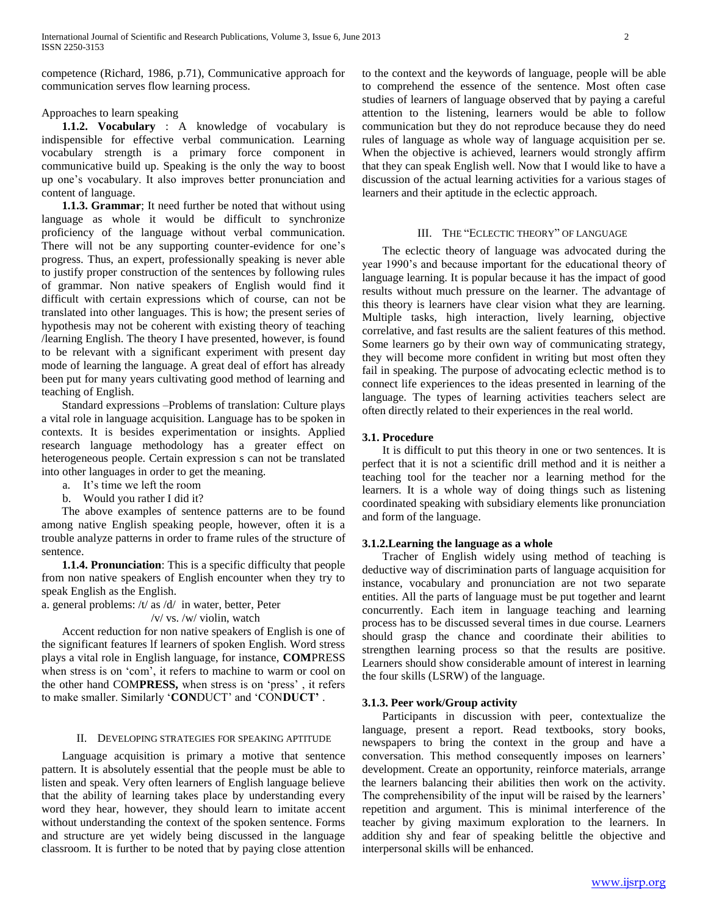competence (Richard, 1986, p.71), Communicative approach for communication serves flow learning process.

Approaches to learn speaking

**1.1.2. Vocabulary** : A knowledge of vocabulary is indispensible for effective verbal communication. Learning vocabulary strength is a primary force component in communicative build up. Speaking is the only the way to boost up one's vocabulary. It also improves better pronunciation and content of language.

**1.1.3. Grammar**; It need further be noted that without using language as whole it would be difficult to synchronize proficiency of the language without verbal communication. There will not be any supporting counter-evidence for one's progress. Thus, an expert, professionally speaking is never able to justify proper construction of the sentences by following rules of grammar. Non native speakers of English would find it difficult with certain expressions which of course, can not be translated into other languages. This is how; the present series of hypothesis may not be coherent with existing theory of teaching /learning English. The theory I have presented, however, is found to be relevant with a significant experiment with present day mode of learning the language. A great deal of effort has already been put for many years cultivating good method of learning and teaching of English.

Standard expressions –Problems of translation: Culture plays a vital role in language acquisition. Language has to be spoken in contexts. It is besides experimentation or insights. Applied research language methodology has a greater effect on heterogeneous people. Certain expression s can not be translated into other languages in order to get the meaning.

a. It's time we left the room
b. Would you rather I did it?

The above examples of sentence patterns are to be found among native English speaking people, however, often it is a trouble analyze patterns in order to frame rules of the structure of sentence.

**1.1.4. Pronunciation**: This is a specific difficulty that people from non native speakers of English encounter when they try to speak English as the English.

a. general problems: /t/ as /d/ in water, better, Peter
/v/ vs. /w/ violin, watch

Accent reduction for non native speakers of English is one of the significant features lf learners of spoken English. Word stress plays a vital role in English language, for instance, **COM**PRESS when stress is on 'com', it refers to machine to warm or cool on the other hand COM**PRESS,** when stress is on 'press' , it refers to make smaller. Similarly '**CON**DUCT' and 'CON**DUCT'** .

## II. Developing strategies for speaking aptitude

Language acquisition is primary a motive that sentence pattern. It is absolutely essential that the people must be able to listen and speak. Very often learners of English language believe that the ability of learning takes place by understanding every word they hear, however, they should learn to imitate accent without understanding the context of the spoken sentence. Forms and structure are yet widely being discussed in the language classroom. It is further to be noted that by paying close attention to the context and the keywords of language, people will be able to comprehend the essence of the sentence. Most often case studies of learners of language observed that by paying a careful attention to the listening, learners would be able to follow communication but they do not reproduce because they do need rules of language as whole way of language acquisition per se. When the objective is achieved, learners would strongly affirm that they can speak English well. Now that I would like to have a discussion of the actual learning activities for a various stages of learners and their aptitude in the eclectic approach.

## III. The "Eclectic theory" of language

The eclectic theory of language was advocated during the year 1990's and because important for the educational theory of language learning. It is popular because it has the impact of good results without much pressure on the learner. The advantage of this theory is learners have clear vision what they are learning. Multiple tasks, high interaction, lively learning, objective correlative, and fast results are the salient features of this method. Some learners go by their own way of communicating strategy, they will become more confident in writing but most often they fail in speaking. The purpose of advocating eclectic method is to connect life experiences to the ideas presented in learning of the language. The types of learning activities teachers select are often directly related to their experiences in the real world.

### 3.1. Procedure

It is difficult to put this theory in one or two sentences. It is perfect that it is not a scientific drill method and it is neither a teaching tool for the teacher nor a learning method for the learners. It is a whole way of doing things such as listening coordinated speaking with subsidiary elements like pronunciation and form of the language.

### 3.1.2.Learning the language as a whole

Tracher of English widely using method of teaching is deductive way of discrimination parts of language acquisition for instance, vocabulary and pronunciation are not two separate entities. All the parts of language must be put together and learnt concurrently. Each item in language teaching and learning process has to be discussed several times in due course. Learners should grasp the chance and coordinate their abilities to strengthen learning process so that the results are positive. Learners should show considerable amount of interest in learning the four skills (LSRW) of the language.

### 3.1.3. Peer work/Group activity

Participants in discussion with peer, contextualize the language, present a report. Read textbooks, story books, newspapers to bring the context in the group and have a conversation. This method consequently imposes on learners' development. Create an opportunity, reinforce materials, arrange the learners balancing their abilities then work on the activity. The comprehensibility of the input will be raised by the learners' repetition and argument. This is minimal interference of the teacher by giving maximum exploration to the learners. In addition shy and fear of speaking belittle the objective and interpersonal skills will be enhanced.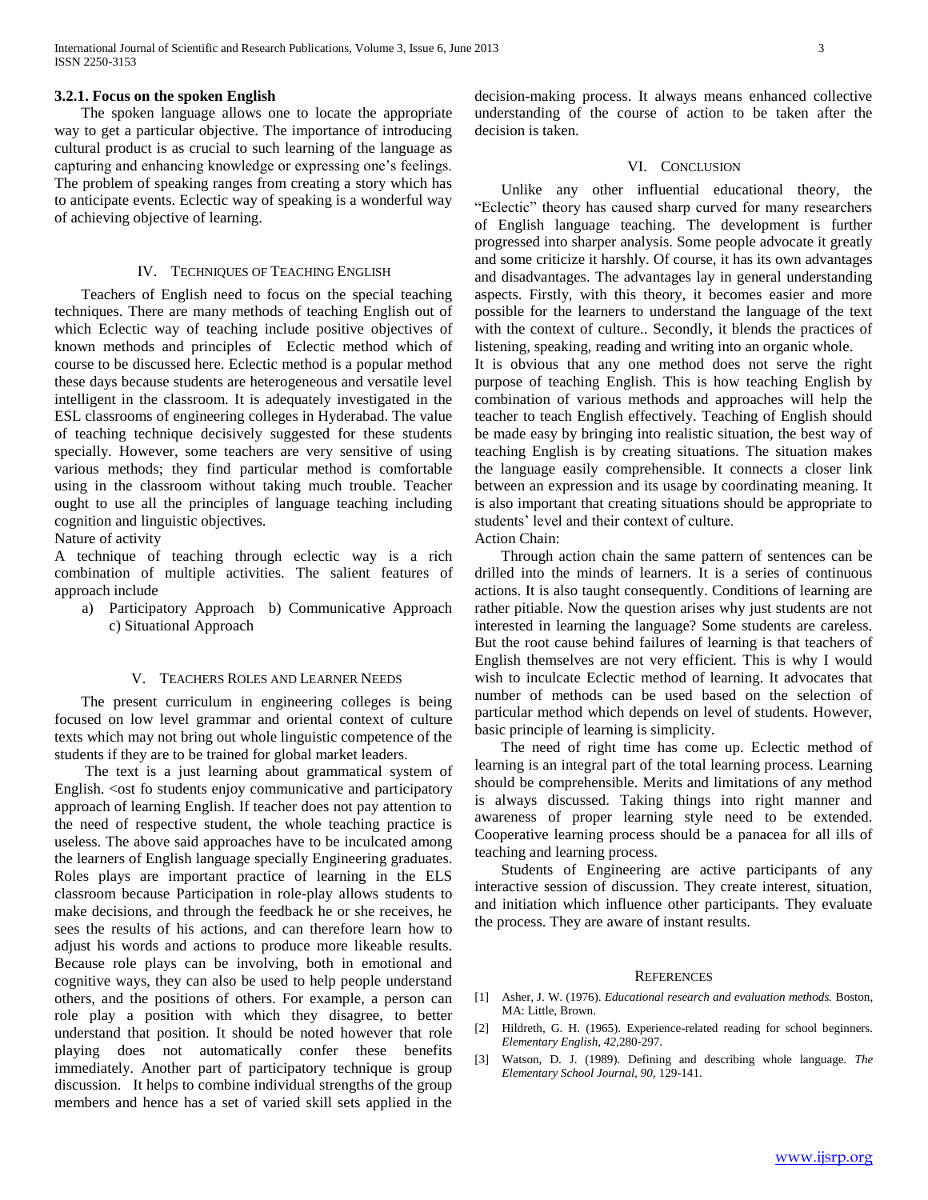### 3.2.1. Focus on the spoken English

The spoken language allows one to locate the appropriate way to get a particular objective. The importance of introducing cultural product is as crucial to such learning of the language as capturing and enhancing knowledge or expressing one's feelings. The problem of speaking ranges from creating a story which has to anticipate events. Eclectic way of speaking is a wonderful way of achieving objective of learning.

## IV. Techniques of Teaching English

Teachers of English need to focus on the special teaching techniques. There are many methods of teaching English out of which Eclectic way of teaching include positive objectives of known methods and principles of Eclectic method which of course to be discussed here. Eclectic method is a popular method these days because students are heterogeneous and versatile level intelligent in the classroom. It is adequately investigated in the ESL classrooms of engineering colleges in Hyderabad. The value of teaching technique decisively suggested for these students specially. However, some teachers are very sensitive of using various methods; they find particular method is comfortable using in the classroom without taking much trouble. Teacher ought to use all the principles of language teaching including cognition and linguistic objectives.

Nature of activity

A technique of teaching through eclectic way is a rich combination of multiple activities. The salient features of approach include

a) Participatory Approach b) Communicative Approach c) Situational Approach

## V. Teachers Roles and Learner Needs

The present curriculum in engineering colleges is being focused on low level grammar and oriental context of culture texts which may not bring out whole linguistic competence of the students if they are to be trained for global market leaders.

The text is a just learning about grammatical system of English. <ost fo students enjoy communicative and participatory approach of learning English. If teacher does not pay attention to the need of respective student, the whole teaching practice is useless. The above said approaches have to be inculcated among the learners of English language specially Engineering graduates. Roles plays are important practice of learning in the ELS classroom because Participation in role-play allows students to make decisions, and through the feedback he or she receives, he sees the results of his actions, and can therefore learn how to adjust his words and actions to produce more likeable results. Because role plays can be involving, both in emotional and cognitive ways, they can also be used to help people understand others, and the positions of others. For example, a person can role play a position with which they disagree, to better understand that position. It should be noted however that role playing does not automatically confer these benefits immediately. Another part of participatory technique is group discussion. It helps to combine individual strengths of the group members and hence has a set of varied skill sets applied in the decision-making process. It always means enhanced collective understanding of the course of action to be taken after the decision is taken.

## VI. Conclusion

Unlike any other influential educational theory, the "Eclectic" theory has caused sharp curved for many researchers of English language teaching. The development is further progressed into sharper analysis. Some people advocate it greatly and some criticize it harshly. Of course, it has its own advantages and disadvantages. The advantages lay in general understanding aspects. Firstly, with this theory, it becomes easier and more possible for the learners to understand the language of the text with the context of culture.. Secondly, it blends the practices of listening, speaking, reading and writing into an organic whole.

It is obvious that any one method does not serve the right purpose of teaching English. This is how teaching English by combination of various methods and approaches will help the teacher to teach English effectively. Teaching of English should be made easy by bringing into realistic situation, the best way of teaching English is by creating situations. The situation makes the language easily comprehensible. It connects a closer link between an expression and its usage by coordinating meaning. It is also important that creating situations should be appropriate to students' level and their context of culture.

Action Chain:

Through action chain the same pattern of sentences can be drilled into the minds of learners. It is a series of continuous actions. It is also taught consequently. Conditions of learning are rather pitiable. Now the question arises why just students are not interested in learning the language? Some students are careless. But the root cause behind failures of learning is that teachers of English themselves are not very efficient. This is why I would wish to inculcate Eclectic method of learning. It advocates that number of methods can be used based on the selection of particular method which depends on level of students. However, basic principle of learning is simplicity.

The need of right time has come up. Eclectic method of learning is an integral part of the total learning process. Learning should be comprehensible. Merits and limitations of any method is always discussed. Taking things into right manner and awareness of proper learning style need to be extended. Cooperative learning process should be a panacea for all ills of teaching and learning process.

Students of Engineering are active participants of any interactive session of discussion. They create interest, situation, and initiation which influence other participants. They evaluate the process. They are aware of instant results.

## References

[1] Asher, J. W. (1976). *Educational research and evaluation methods.* Boston, MA: Little, Brown.

[2] Hildreth, G. H. (1965). Experience-related reading for school beginners. *Elementary English, 42,*280-297.

[3] Watson, D. J. (1989). Defining and describing whole language. *The Elementary School Journal, 90,* 129-141.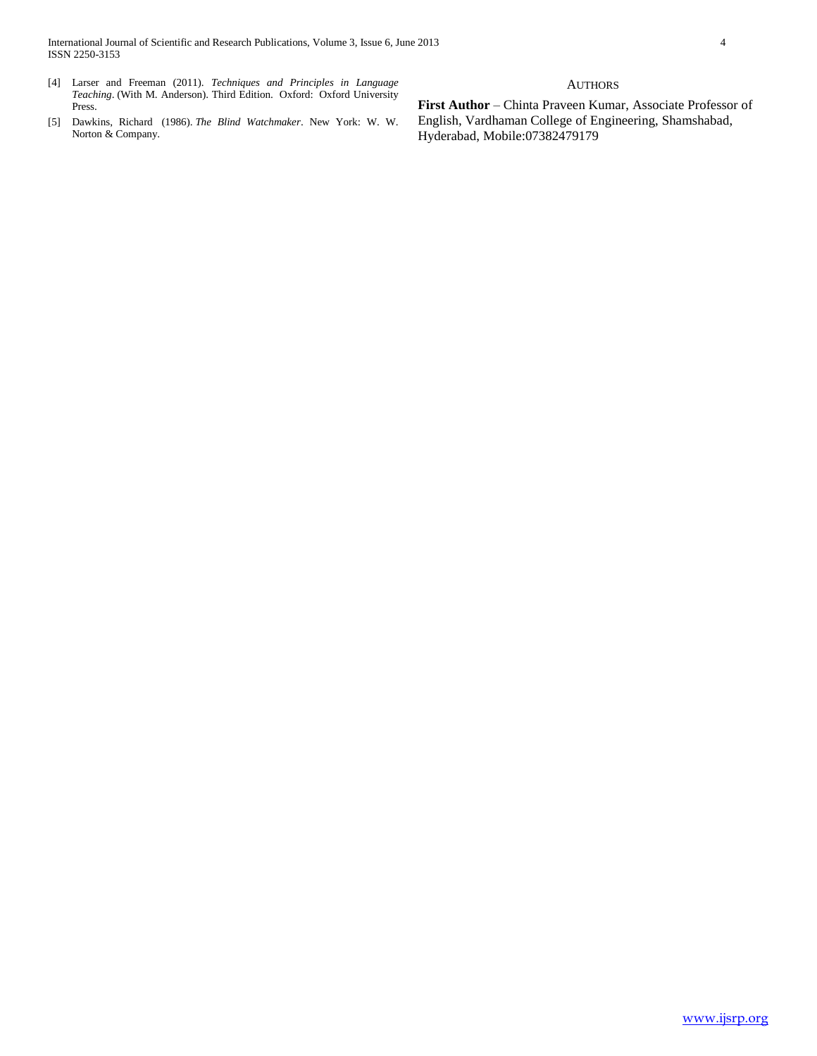[4] Larser and Freeman (2011). *Techniques and Principles in Language Teaching*. (With M. Anderson). Third Edition. Oxford: Oxford University Press.

[5] Dawkins, Richard (1986). *The Blind Watchmaker*. New York: W. W. Norton & Company.

## AUTHORS

**First Author** – Chinta Praveen Kumar, Associate Professor of English, Vardhaman College of Engineering, Shamshabad, Hyderabad, Mobile:07382479179